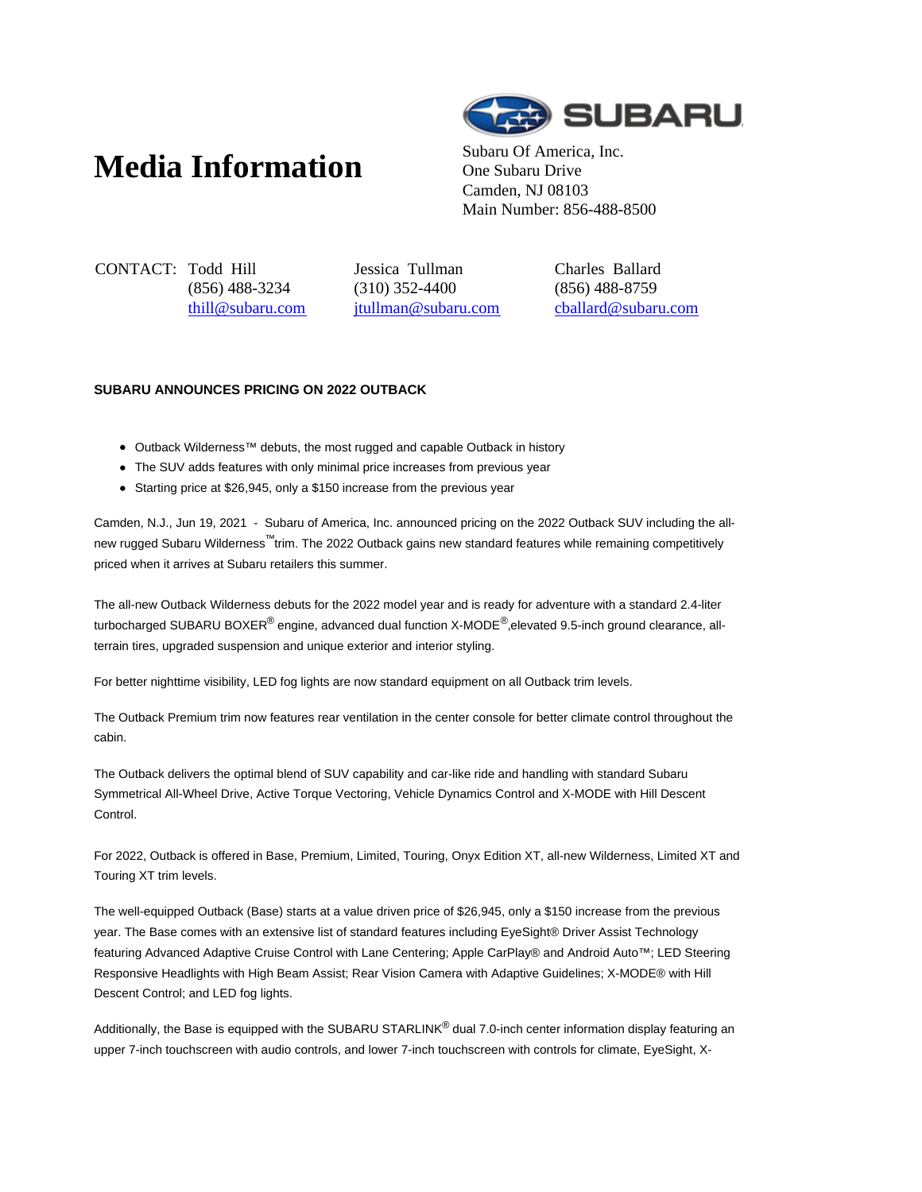# Media Information

Subaru Of America, Inc.
One Subaru Drive
Camden, NJ 08103
Main Number: 856-488-8500

CONTACT: Todd Hill
(856) 488-3234
thill@subaru.com

Jessica Tullman
(310) 352-4400
jtullman@subaru.com

Charles Ballard
(856) 488-8759
cballard@subaru.com

**SUBARU ANNOUNCES PRICING ON 2022 OUTBACK**

- Outback Wilderness™ debuts, the most rugged and capable Outback in history
- The SUV adds features with only minimal price increases from previous year
- Starting price at $26,945, only a $150 increase from the previous year

Camden, N.J., Jun 19, 2021 - Subaru of America, Inc. announced pricing on the 2022 Outback SUV including the all-new rugged Subaru Wilderness™trim. The 2022 Outback gains new standard features while remaining competitively priced when it arrives at Subaru retailers this summer.

The all-new Outback Wilderness debuts for the 2022 model year and is ready for adventure with a standard 2.4-liter turbocharged SUBARU BOXER® engine, advanced dual function X-MODE®,elevated 9.5-inch ground clearance, all-terrain tires, upgraded suspension and unique exterior and interior styling.

For better nighttime visibility, LED fog lights are now standard equipment on all Outback trim levels.

The Outback Premium trim now features rear ventilation in the center console for better climate control throughout the cabin.

The Outback delivers the optimal blend of SUV capability and car-like ride and handling with standard Subaru Symmetrical All-Wheel Drive, Active Torque Vectoring, Vehicle Dynamics Control and X-MODE with Hill Descent Control.

For 2022, Outback is offered in Base, Premium, Limited, Touring, Onyx Edition XT, all-new Wilderness, Limited XT and Touring XT trim levels.

The well-equipped Outback (Base) starts at a value driven price of $26,945, only a $150 increase from the previous year. The Base comes with an extensive list of standard features including EyeSight® Driver Assist Technology featuring Advanced Adaptive Cruise Control with Lane Centering; Apple CarPlay® and Android Auto™; LED Steering Responsive Headlights with High Beam Assist; Rear Vision Camera with Adaptive Guidelines; X-MODE® with Hill Descent Control; and LED fog lights.

Additionally, the Base is equipped with the SUBARU STARLINK® dual 7.0-inch center information display featuring an upper 7-inch touchscreen with audio controls, and lower 7-inch touchscreen with controls for climate, EyeSight, X-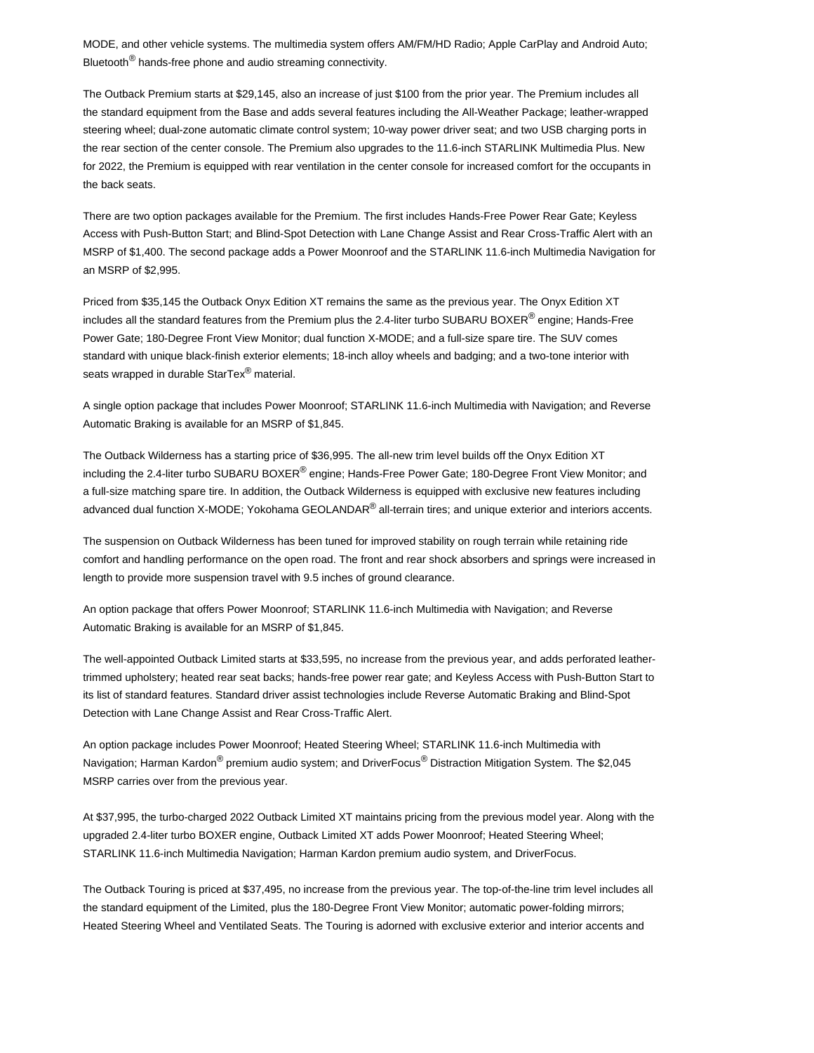MODE, and other vehicle systems. The multimedia system offers AM/FM/HD Radio; Apple CarPlay and Android Auto; Bluetooth® hands-free phone and audio streaming connectivity.

The Outback Premium starts at $29,145, also an increase of just $100 from the prior year. The Premium includes all the standard equipment from the Base and adds several features including the All-Weather Package; leather-wrapped steering wheel; dual-zone automatic climate control system; 10-way power driver seat; and two USB charging ports in the rear section of the center console. The Premium also upgrades to the 11.6-inch STARLINK Multimedia Plus. New for 2022, the Premium is equipped with rear ventilation in the center console for increased comfort for the occupants in the back seats.

There are two option packages available for the Premium. The first includes Hands-Free Power Rear Gate; Keyless Access with Push-Button Start; and Blind-Spot Detection with Lane Change Assist and Rear Cross-Traffic Alert with an MSRP of $1,400. The second package adds a Power Moonroof and the STARLINK 11.6-inch Multimedia Navigation for an MSRP of $2,995.

Priced from $35,145 the Outback Onyx Edition XT remains the same as the previous year. The Onyx Edition XT includes all the standard features from the Premium plus the 2.4-liter turbo SUBARU BOXER® engine; Hands-Free Power Gate; 180-Degree Front View Monitor; dual function X-MODE; and a full-size spare tire. The SUV comes standard with unique black-finish exterior elements; 18-inch alloy wheels and badging; and a two-tone interior with seats wrapped in durable StarTex® material.

A single option package that includes Power Moonroof; STARLINK 11.6-inch Multimedia with Navigation; and Reverse Automatic Braking is available for an MSRP of $1,845.

The Outback Wilderness has a starting price of $36,995. The all-new trim level builds off the Onyx Edition XT including the 2.4-liter turbo SUBARU BOXER® engine; Hands-Free Power Gate; 180-Degree Front View Monitor; and a full-size matching spare tire. In addition, the Outback Wilderness is equipped with exclusive new features including advanced dual function X-MODE; Yokohama GEOLANDAR® all-terrain tires; and unique exterior and interiors accents.

The suspension on Outback Wilderness has been tuned for improved stability on rough terrain while retaining ride comfort and handling performance on the open road. The front and rear shock absorbers and springs were increased in length to provide more suspension travel with 9.5 inches of ground clearance.

An option package that offers Power Moonroof; STARLINK 11.6-inch Multimedia with Navigation; and Reverse Automatic Braking is available for an MSRP of $1,845.

The well-appointed Outback Limited starts at $33,595, no increase from the previous year, and adds perforated leather-trimmed upholstery; heated rear seat backs; hands-free power rear gate; and Keyless Access with Push-Button Start to its list of standard features. Standard driver assist technologies include Reverse Automatic Braking and Blind-Spot Detection with Lane Change Assist and Rear Cross-Traffic Alert.

An option package includes Power Moonroof; Heated Steering Wheel; STARLINK 11.6-inch Multimedia with Navigation; Harman Kardon® premium audio system; and DriverFocus® Distraction Mitigation System. The $2,045 MSRP carries over from the previous year.

At $37,995, the turbo-charged 2022 Outback Limited XT maintains pricing from the previous model year. Along with the upgraded 2.4-liter turbo BOXER engine, Outback Limited XT adds Power Moonroof; Heated Steering Wheel; STARLINK 11.6-inch Multimedia Navigation; Harman Kardon premium audio system, and DriverFocus.

The Outback Touring is priced at $37,495, no increase from the previous year. The top-of-the-line trim level includes all the standard equipment of the Limited, plus the 180-Degree Front View Monitor; automatic power-folding mirrors; Heated Steering Wheel and Ventilated Seats. The Touring is adorned with exclusive exterior and interior accents and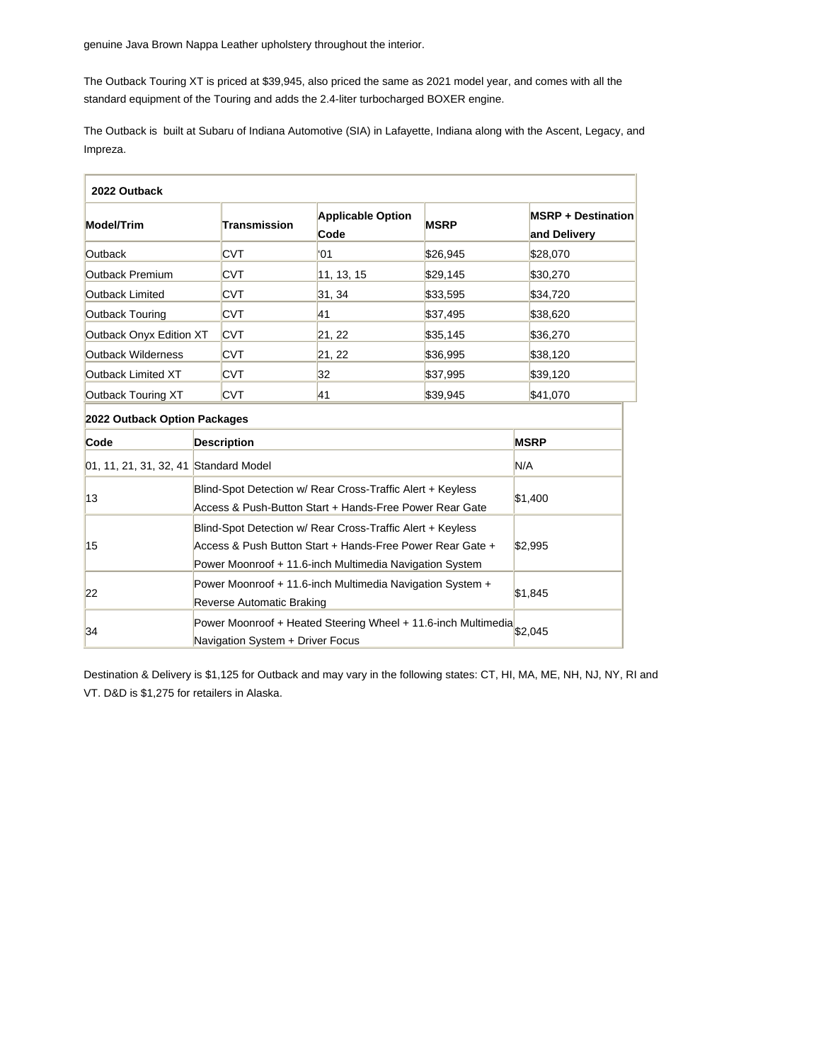genuine Java Brown Nappa Leather upholstery throughout the interior.

The Outback Touring XT is priced at $39,945, also priced the same as 2021 model year, and comes with all the standard equipment of the Touring and adds the 2.4-liter turbocharged BOXER engine.

The Outback is built at Subaru of Indiana Automotive (SIA) in Lafayette, Indiana along with the Ascent, Legacy, and Impreza.

| **2022 Outback** | | | | |
|---|---|---|---|---|
| **Model/Trim** | **Transmission** | **Applicable Option Code** | **MSRP** | **MSRP + Destination and Delivery** |
| Outback | CVT | '01 | $26,945 | $28,070 |
| Outback Premium | CVT | 11, 13, 15 | $29,145 | $30,270 |
| Outback Limited | CVT | 31, 34 | $33,595 | $34,720 |
| Outback Touring | CVT | 41 | $37,495 | $38,620 |
| Outback Onyx Edition XT | CVT | 21, 22 | $35,145 | $36,270 |
| Outback Wilderness | CVT | 21, 22 | $36,995 | $38,120 |
| Outback Limited XT | CVT | 32 | $37,995 | $39,120 |
| Outback Touring XT | CVT | 41 | $39,945 | $41,070 |

| **2022 Outback Option Packages** | | |
|---|---|---|
| **Code** | **Description** | **MSRP** |
| 01, 11, 21, 31, 32, 41 | Standard Model | N/A |
| 13 | Blind-Spot Detection w/ Rear Cross-Traffic Alert + Keyless Access & Push-Button Start + Hands-Free Power Rear Gate | $1,400 |
| 15 | Blind-Spot Detection w/ Rear Cross-Traffic Alert + Keyless Access & Push Button Start + Hands-Free Power Rear Gate + Power Moonroof + 11.6-inch Multimedia Navigation System | $2,995 |
| 22 | Power Moonroof + 11.6-inch Multimedia Navigation System + Reverse Automatic Braking | $1,845 |
| 34 | Power Moonroof + Heated Steering Wheel + 11.6-inch Multimedia Navigation System + Driver Focus | $2,045 |

Destination & Delivery is $1,125 for Outback and may vary in the following states: CT, HI, MA, ME, NH, NJ, NY, RI and VT. D&D is $1,275 for retailers in Alaska.